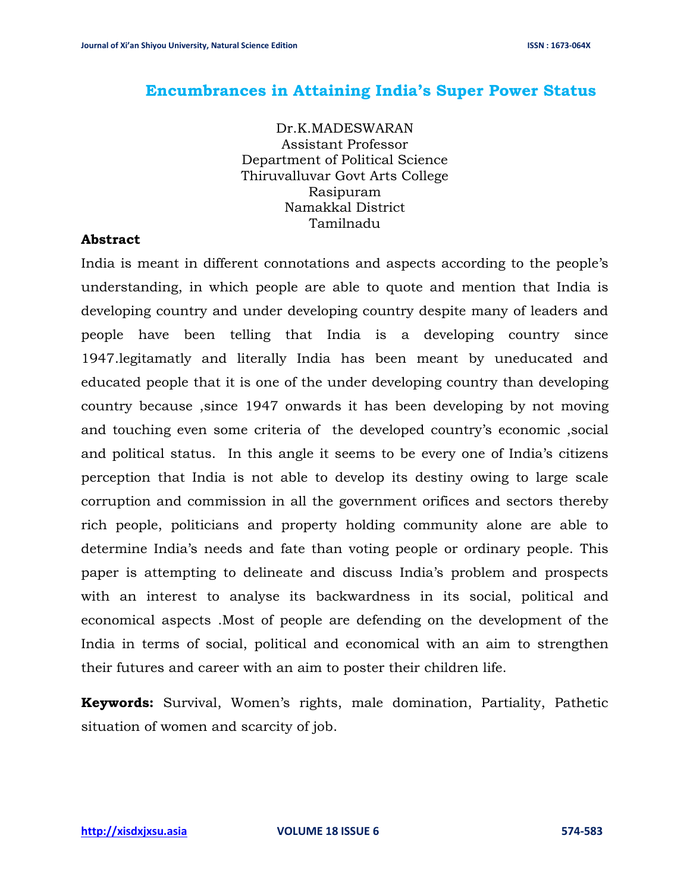# Encumbrances in Attaining India's Super Power Status

Dr.K.MADESWARAN
Assistant Professor
Department of Political Science
Thiruvalluvar Govt Arts College
Rasipuram
Namakkal District
Tamilnadu

**Abstract**

India is meant in different connotations and aspects according to the people's understanding, in which people are able to quote and mention that India is developing country and under developing country despite many of leaders and people have been telling that India is a developing country since 1947.legitamatly and literally India has been meant by uneducated and educated people that it is one of the under developing country than developing country because ,since 1947 onwards it has been developing by not moving and touching even some criteria of the developed country's economic ,social and political status. In this angle it seems to be every one of India's citizens perception that India is not able to develop its destiny owing to large scale corruption and commission in all the government orifices and sectors thereby rich people, politicians and property holding community alone are able to determine India's needs and fate than voting people or ordinary people. This paper is attempting to delineate and discuss India's problem and prospects with an interest to analyse its backwardness in its social, political and economical aspects .Most of people are defending on the development of the India in terms of social, political and economical with an aim to strengthen their futures and career with an aim to poster their children life.

**Keywords:** Survival, Women's rights, male domination, Partiality, Pathetic situation of women and scarcity of job.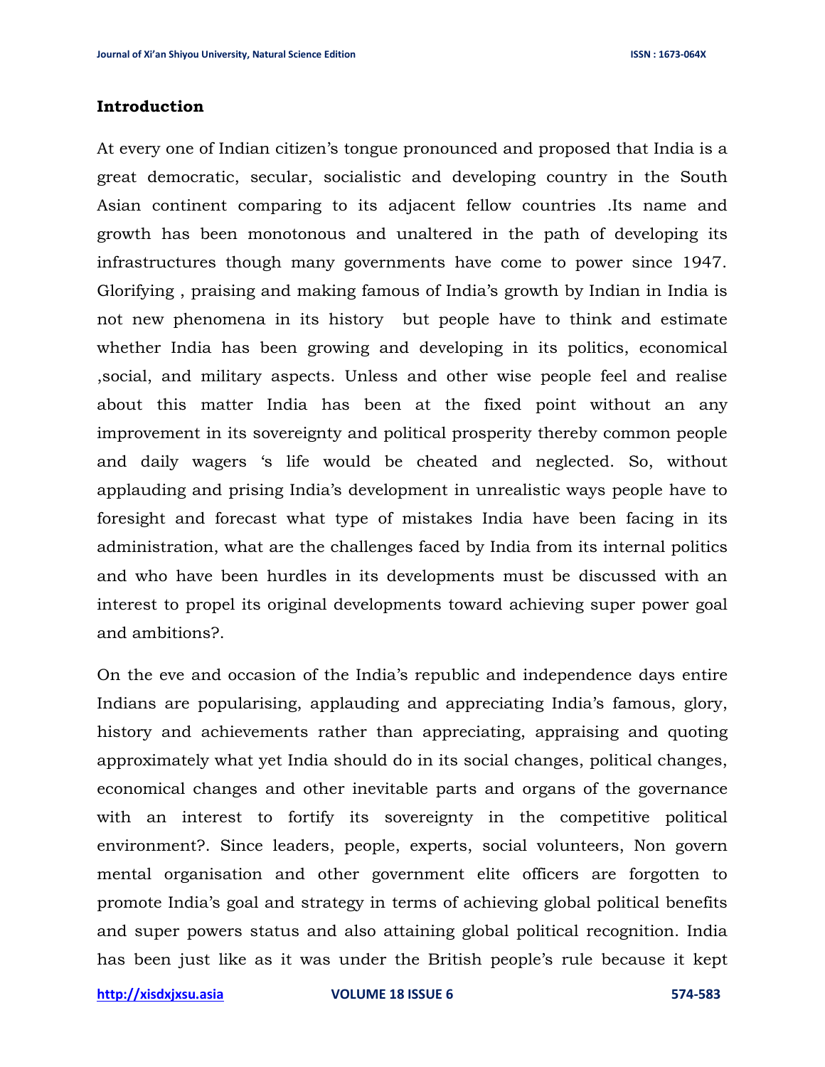## Introduction

At every one of Indian citizen's tongue pronounced and proposed that India is a great democratic, secular, socialistic and developing country in the South Asian continent comparing to its adjacent fellow countries .Its name and growth has been monotonous and unaltered in the path of developing its infrastructures though many governments have come to power since 1947. Glorifying , praising and making famous of India's growth by Indian in India is not new phenomena in its history but people have to think and estimate whether India has been growing and developing in its politics, economical ,social, and military aspects. Unless and other wise people feel and realise about this matter India has been at the fixed point without an any improvement in its sovereignty and political prosperity thereby common people and daily wagers 's life would be cheated and neglected. So, without applauding and prising India's development in unrealistic ways people have to foresight and forecast what type of mistakes India have been facing in its administration, what are the challenges faced by India from its internal politics and who have been hurdles in its developments must be discussed with an interest to propel its original developments toward achieving super power goal and ambitions?.

On the eve and occasion of the India's republic and independence days entire Indians are popularising, applauding and appreciating India's famous, glory, history and achievements rather than appreciating, appraising and quoting approximately what yet India should do in its social changes, political changes, economical changes and other inevitable parts and organs of the governance with an interest to fortify its sovereignty in the competitive political environment?. Since leaders, people, experts, social volunteers, Non govern mental organisation and other government elite officers are forgotten to promote India's goal and strategy in terms of achieving global political benefits and super powers status and also attaining global political recognition. India has been just like as it was under the British people's rule because it kept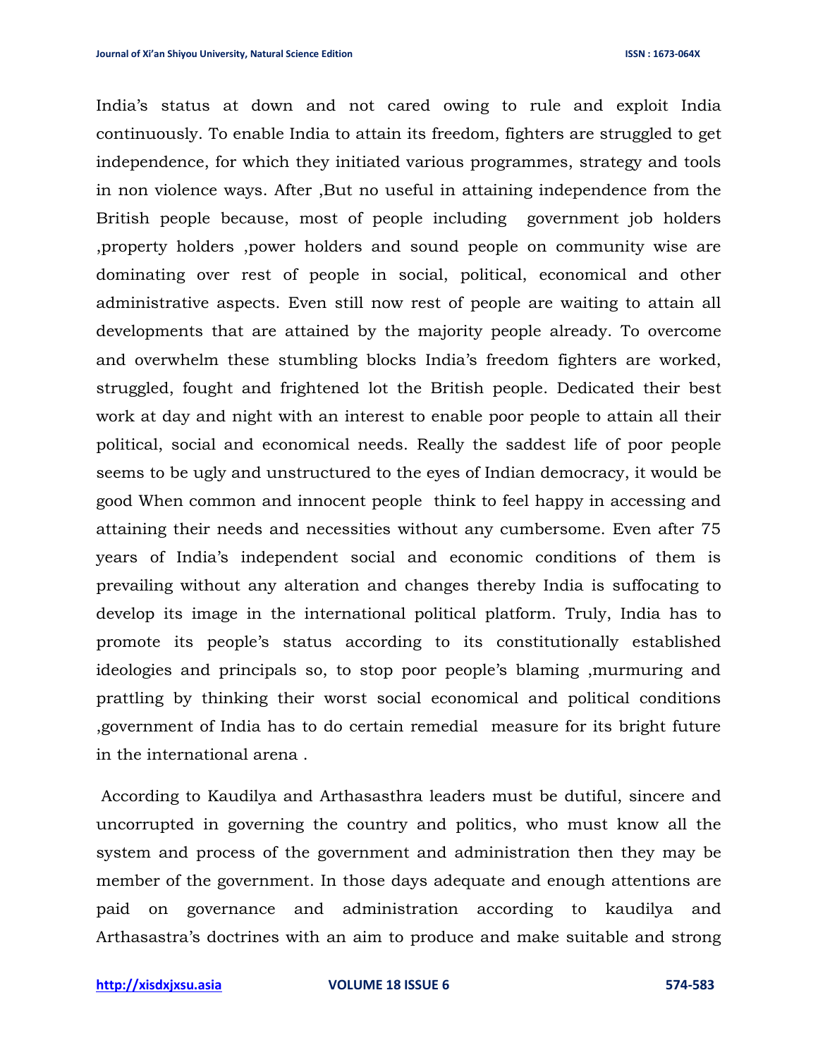India's status at down and not cared owing to rule and exploit India continuously. To enable India to attain its freedom, fighters are struggled to get independence, for which they initiated various programmes, strategy and tools in non violence ways. After ,But no useful in attaining independence from the British people because, most of people including government job holders ,property holders ,power holders and sound people on community wise are dominating over rest of people in social, political, economical and other administrative aspects. Even still now rest of people are waiting to attain all developments that are attained by the majority people already. To overcome and overwhelm these stumbling blocks India's freedom fighters are worked, struggled, fought and frightened lot the British people. Dedicated their best work at day and night with an interest to enable poor people to attain all their political, social and economical needs. Really the saddest life of poor people seems to be ugly and unstructured to the eyes of Indian democracy, it would be good When common and innocent people think to feel happy in accessing and attaining their needs and necessities without any cumbersome. Even after 75 years of India's independent social and economic conditions of them is prevailing without any alteration and changes thereby India is suffocating to develop its image in the international political platform. Truly, India has to promote its people's status according to its constitutionally established ideologies and principals so, to stop poor people's blaming ,murmuring and prattling by thinking their worst social economical and political conditions ,government of India has to do certain remedial measure for its bright future in the international arena .

According to Kaudilya and Arthasasthra leaders must be dutiful, sincere and uncorrupted in governing the country and politics, who must know all the system and process of the government and administration then they may be member of the government. In those days adequate and enough attentions are paid on governance and administration according to kaudilya and Arthasastra's doctrines with an aim to produce and make suitable and strong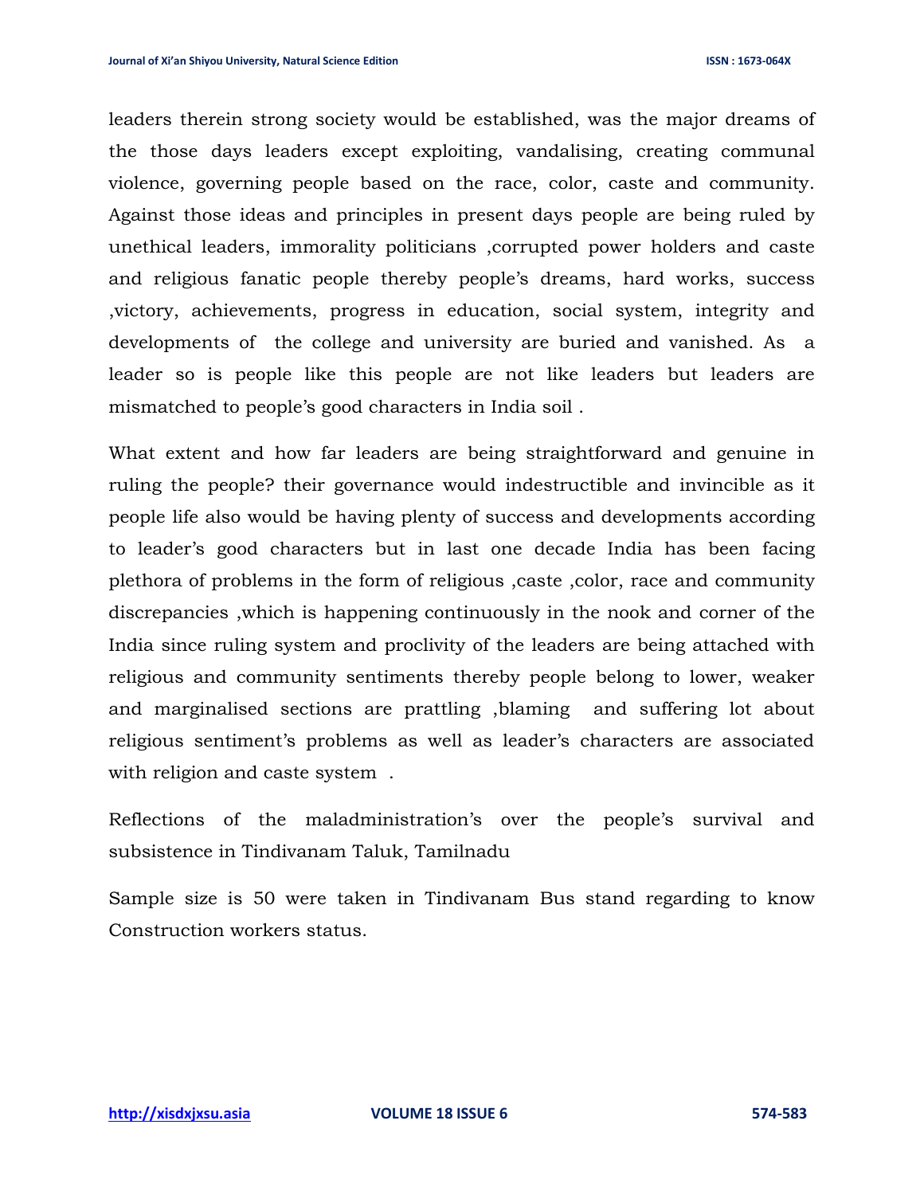leaders therein strong society would be established, was the major dreams of the those days leaders except exploiting, vandalising, creating communal violence, governing people based on the race, color, caste and community. Against those ideas and principles in present days people are being ruled by unethical leaders, immorality politicians ,corrupted power holders and caste and religious fanatic people thereby people's dreams, hard works, success ,victory, achievements, progress in education, social system, integrity and developments of the college and university are buried and vanished. As a leader so is people like this people are not like leaders but leaders are mismatched to people's good characters in India soil .

What extent and how far leaders are being straightforward and genuine in ruling the people? their governance would indestructible and invincible as it people life also would be having plenty of success and developments according to leader's good characters but in last one decade India has been facing plethora of problems in the form of religious ,caste ,color, race and community discrepancies ,which is happening continuously in the nook and corner of the India since ruling system and proclivity of the leaders are being attached with religious and community sentiments thereby people belong to lower, weaker and marginalised sections are prattling ,blaming and suffering lot about religious sentiment's problems as well as leader's characters are associated with religion and caste system .

Reflections of the maladministration's over the people's survival and subsistence in Tindivanam Taluk, Tamilnadu

Sample size is 50 were taken in Tindivanam Bus stand regarding to know Construction workers status.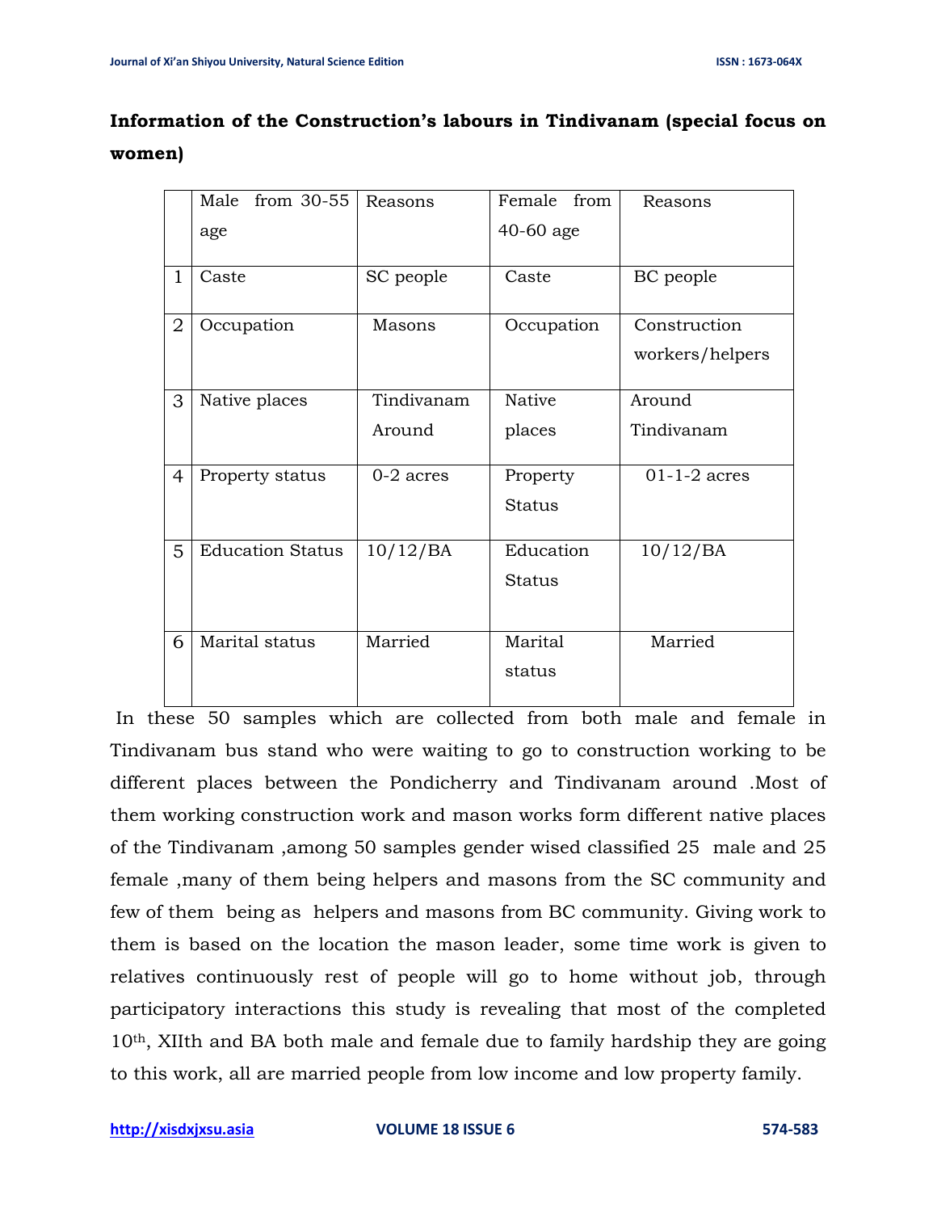**Information of the Construction's labours in Tindivanam (special focus on women)**

| | Male from 30-55 age | Reasons | Female from 40-60 age | Reasons |
|---|---|---|---|---|
| 1 | Caste | SC people | Caste | BC people |
| 2 | Occupation | Masons | Occupation | Construction workers/helpers |
| 3 | Native places | Tindivanam Around | Native places | Around Tindivanam |
| 4 | Property status | 0-2 acres | Property Status | 01-1-2 acres |
| 5 | Education Status | 10/12/BA | Education Status | 10/12/BA |
| 6 | Marital status | Married | Marital status | Married |

In these 50 samples which are collected from both male and female in Tindivanam bus stand who were waiting to go to construction working to be different places between the Pondicherry and Tindivanam around .Most of them working construction work and mason works form different native places of the Tindivanam ,among 50 samples gender wised classified 25 male and 25 female ,many of them being helpers and masons from the SC community and few of them being as helpers and masons from BC community. Giving work to them is based on the location the mason leader, some time work is given to relatives continuously rest of people will go to home without job, through participatory interactions this study is revealing that most of the completed 10th, XIIth and BA both male and female due to family hardship they are going to this work, all are married people from low income and low property family.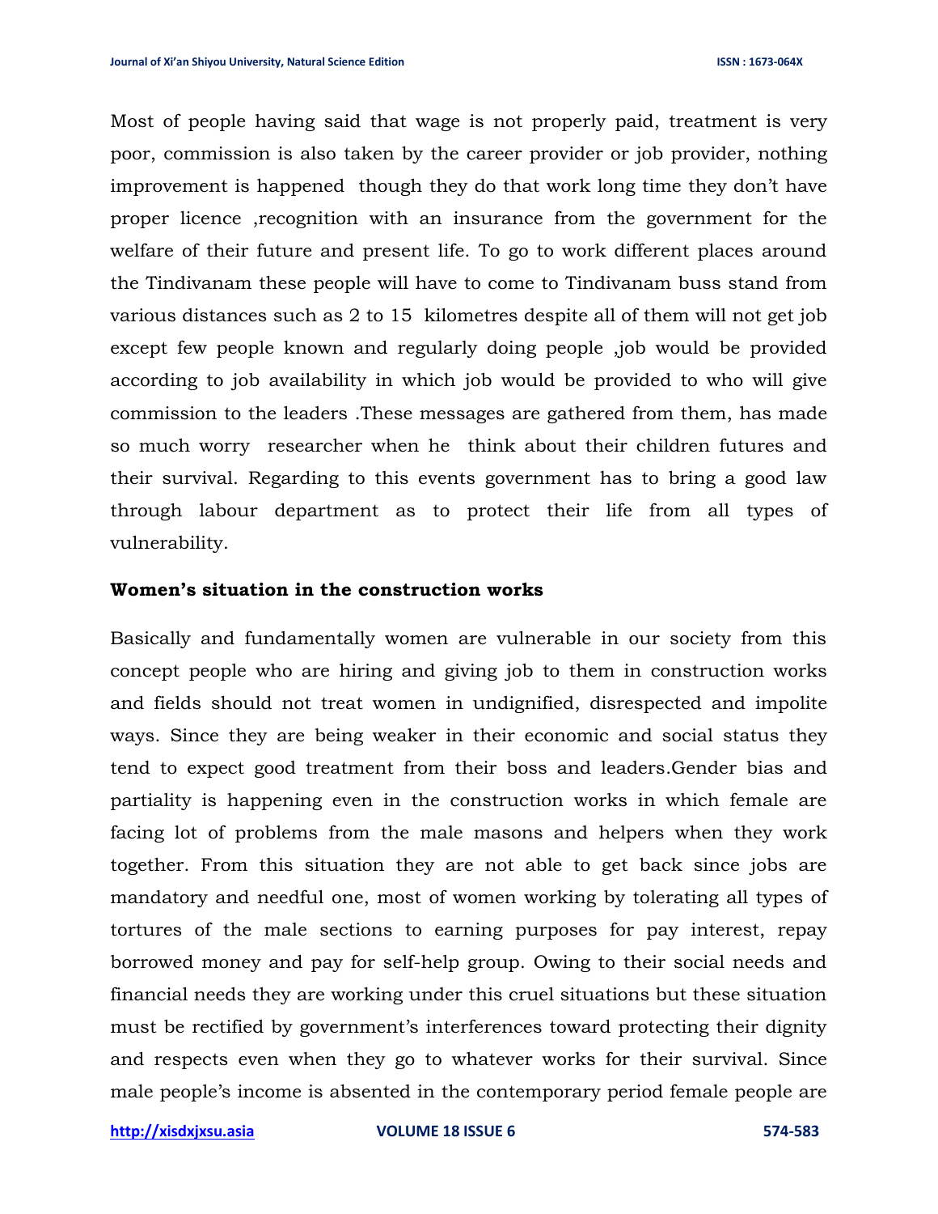Most of people having said that wage is not properly paid, treatment is very poor, commission is also taken by the career provider or job provider, nothing improvement is happened though they do that work long time they don't have proper licence ,recognition with an insurance from the government for the welfare of their future and present life. To go to work different places around the Tindivanam these people will have to come to Tindivanam buss stand from various distances such as 2 to 15 kilometres despite all of them will not get job except few people known and regularly doing people ,job would be provided according to job availability in which job would be provided to who will give commission to the leaders .These messages are gathered from them, has made so much worry researcher when he think about their children futures and their survival. Regarding to this events government has to bring a good law through labour department as to protect their life from all types of vulnerability.

**Women's situation in the construction works**

Basically and fundamentally women are vulnerable in our society from this concept people who are hiring and giving job to them in construction works and fields should not treat women in undignified, disrespected and impolite ways. Since they are being weaker in their economic and social status they tend to expect good treatment from their boss and leaders.Gender bias and partiality is happening even in the construction works in which female are facing lot of problems from the male masons and helpers when they work together. From this situation they are not able to get back since jobs are mandatory and needful one, most of women working by tolerating all types of tortures of the male sections to earning purposes for pay interest, repay borrowed money and pay for self-help group. Owing to their social needs and financial needs they are working under this cruel situations but these situation must be rectified by government's interferences toward protecting their dignity and respects even when they go to whatever works for their survival. Since male people's income is absented in the contemporary period female people are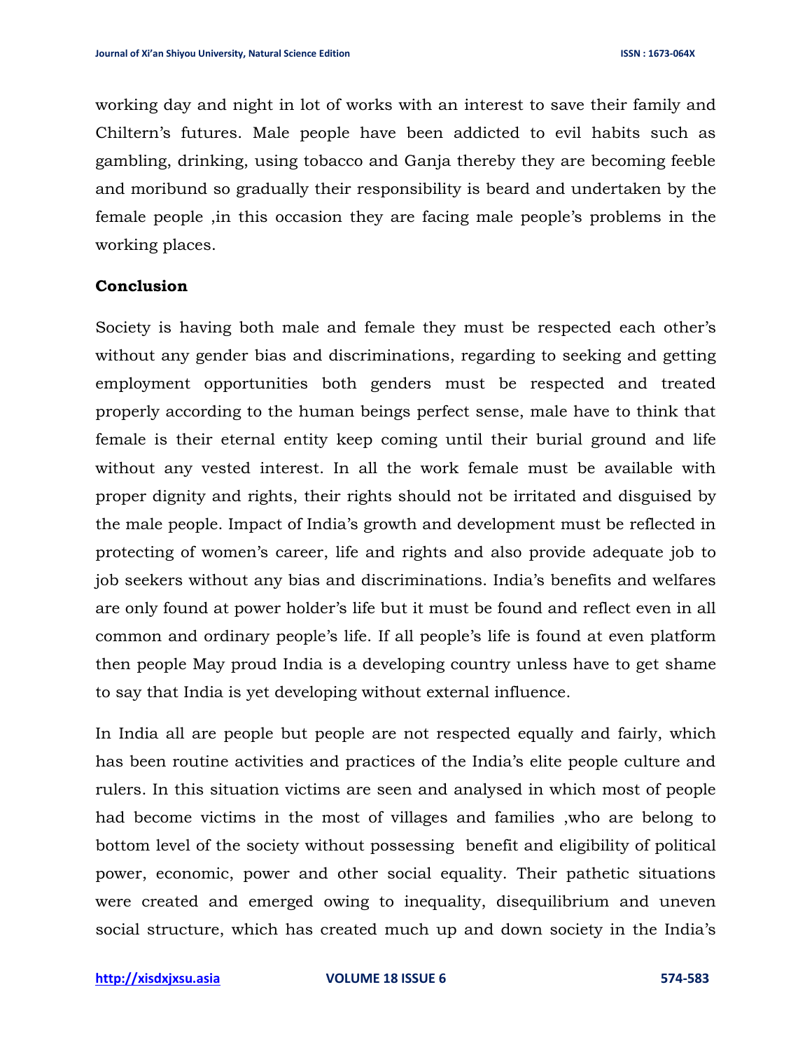working day and night in lot of works with an interest to save their family and Chiltern's futures. Male people have been addicted to evil habits such as gambling, drinking, using tobacco and Ganja thereby they are becoming feeble and moribund so gradually their responsibility is beard and undertaken by the female people ,in this occasion they are facing male people's problems in the working places.

**Conclusion**

Society is having both male and female they must be respected each other's without any gender bias and discriminations, regarding to seeking and getting employment opportunities both genders must be respected and treated properly according to the human beings perfect sense, male have to think that female is their eternal entity keep coming until their burial ground and life without any vested interest. In all the work female must be available with proper dignity and rights, their rights should not be irritated and disguised by the male people. Impact of India's growth and development must be reflected in protecting of women's career, life and rights and also provide adequate job to job seekers without any bias and discriminations. India's benefits and welfares are only found at power holder's life but it must be found and reflect even in all common and ordinary people's life. If all people's life is found at even platform then people May proud India is a developing country unless have to get shame to say that India is yet developing without external influence.

In India all are people but people are not respected equally and fairly, which has been routine activities and practices of the India's elite people culture and rulers. In this situation victims are seen and analysed in which most of people had become victims in the most of villages and families ,who are belong to bottom level of the society without possessing benefit and eligibility of political power, economic, power and other social equality. Their pathetic situations were created and emerged owing to inequality, disequilibrium and uneven social structure, which has created much up and down society in the India's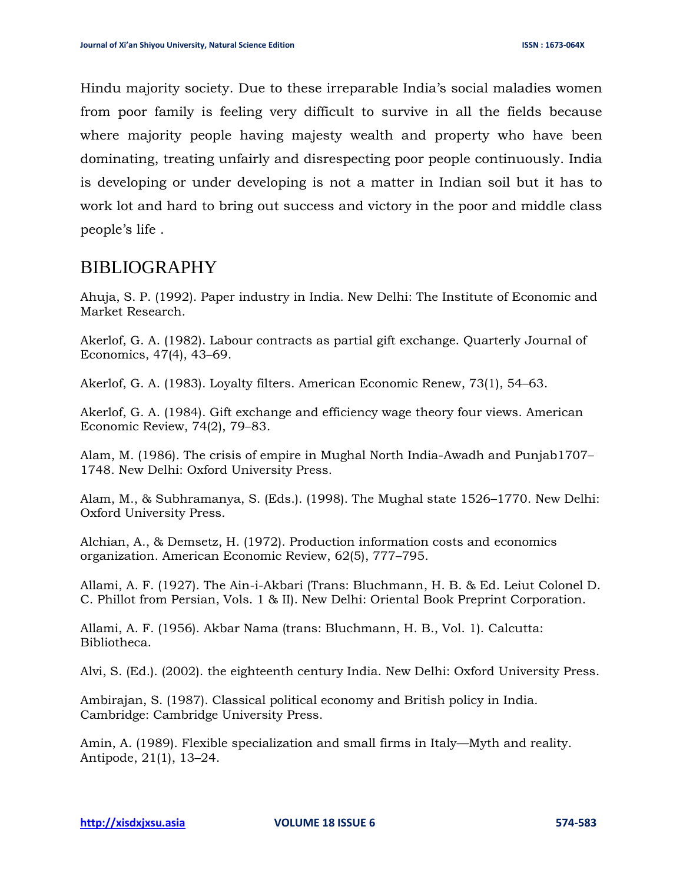Hindu majority society. Due to these irreparable India's social maladies women from poor family is feeling very difficult to survive in all the fields because where majority people having majesty wealth and property who have been dominating, treating unfairly and disrespecting poor people continuously. India is developing or under developing is not a matter in Indian soil but it has to work lot and hard to bring out success and victory in the poor and middle class people's life .

## BIBLIOGRAPHY

Ahuja, S. P. (1992). Paper industry in India. New Delhi: The Institute of Economic and Market Research.

Akerlof, G. A. (1982). Labour contracts as partial gift exchange. Quarterly Journal of Economics, 47(4), 43–69.

Akerlof, G. A. (1983). Loyalty filters. American Economic Renew, 73(1), 54–63.

Akerlof, G. A. (1984). Gift exchange and efficiency wage theory four views. American Economic Review, 74(2), 79–83.

Alam, M. (1986). The crisis of empire in Mughal North India-Awadh and Punjab1707–1748. New Delhi: Oxford University Press.

Alam, M., & Subhramanya, S. (Eds.). (1998). The Mughal state 1526–1770. New Delhi: Oxford University Press.

Alchian, A., & Demsetz, H. (1972). Production information costs and economics organization. American Economic Review, 62(5), 777–795.

Allami, A. F. (1927). The Ain-i-Akbari (Trans: Bluchmann, H. B. & Ed. Leiut Colonel D. C. Phillot from Persian, Vols. 1 & II). New Delhi: Oriental Book Preprint Corporation.

Allami, A. F. (1956). Akbar Nama (trans: Bluchmann, H. B., Vol. 1). Calcutta: Bibliotheca.

Alvi, S. (Ed.). (2002). the eighteenth century India. New Delhi: Oxford University Press.

Ambirajan, S. (1987). Classical political economy and British policy in India. Cambridge: Cambridge University Press.

Amin, A. (1989). Flexible specialization and small firms in Italy—Myth and reality. Antipode, 21(1), 13–24.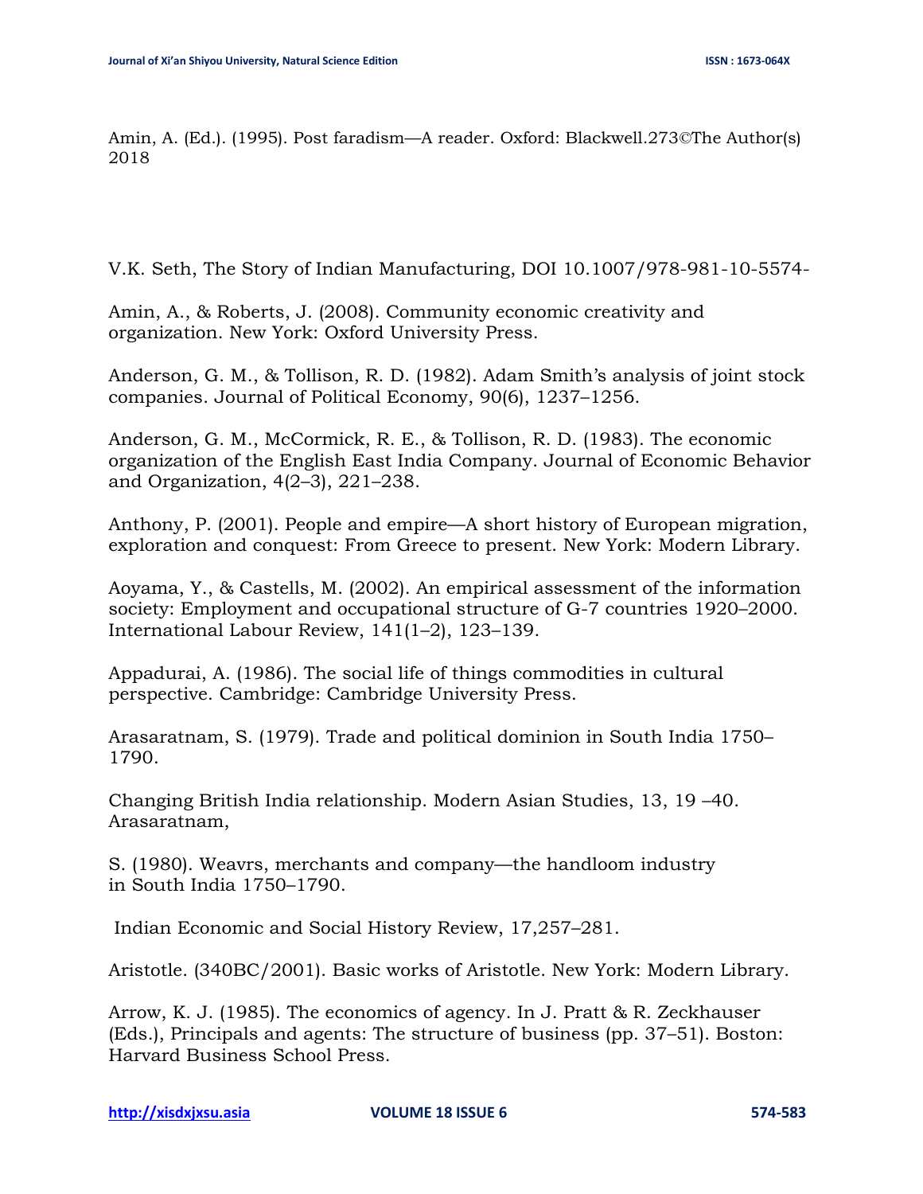Amin, A. (Ed.). (1995). Post faradism—A reader. Oxford: Blackwell.273©The Author(s) 2018

V.K. Seth, The Story of Indian Manufacturing, DOI 10.1007/978-981-10-5574-

Amin, A., & Roberts, J. (2008). Community economic creativity and organization. New York: Oxford University Press.

Anderson, G. M., & Tollison, R. D. (1982). Adam Smith's analysis of joint stock companies. Journal of Political Economy, 90(6), 1237–1256.

Anderson, G. M., McCormick, R. E., & Tollison, R. D. (1983). The economic organization of the English East India Company. Journal of Economic Behavior and Organization, 4(2–3), 221–238.

Anthony, P. (2001). People and empire—A short history of European migration, exploration and conquest: From Greece to present. New York: Modern Library.

Aoyama, Y., & Castells, M. (2002). An empirical assessment of the information society: Employment and occupational structure of G-7 countries 1920–2000. International Labour Review, 141(1–2), 123–139.

Appadurai, A. (1986). The social life of things commodities in cultural perspective. Cambridge: Cambridge University Press.

Arasaratnam, S. (1979). Trade and political dominion in South India 1750–1790.

Changing British India relationship. Modern Asian Studies, 13, 19 –40. Arasaratnam,

S. (1980). Weavrs, merchants and company—the handloom industry in South India 1750–1790.

Indian Economic and Social History Review, 17,257–281.

Aristotle. (340BC/2001). Basic works of Aristotle. New York: Modern Library.

Arrow, K. J. (1985). The economics of agency. In J. Pratt & R. Zeckhauser (Eds.), Principals and agents: The structure of business (pp. 37–51). Boston: Harvard Business School Press.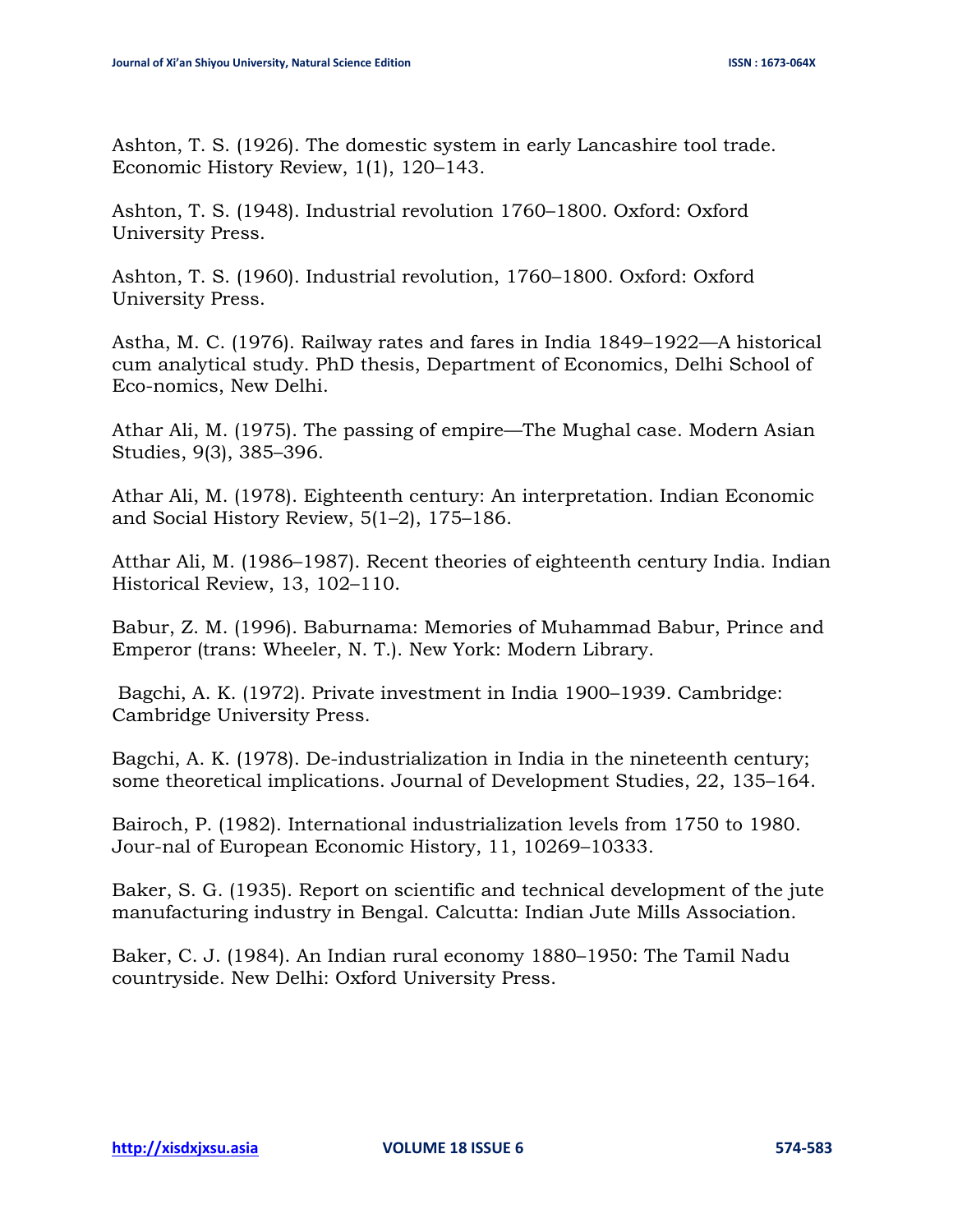Ashton, T. S. (1926). The domestic system in early Lancashire tool trade. Economic History Review, 1(1), 120–143.

Ashton, T. S. (1948). Industrial revolution 1760–1800. Oxford: Oxford University Press.

Ashton, T. S. (1960). Industrial revolution, 1760–1800. Oxford: Oxford University Press.

Astha, M. C. (1976). Railway rates and fares in India 1849–1922—A historical cum analytical study. PhD thesis, Department of Economics, Delhi School of Eco-nomics, New Delhi.

Athar Ali, M. (1975). The passing of empire—The Mughal case. Modern Asian Studies, 9(3), 385–396.

Athar Ali, M. (1978). Eighteenth century: An interpretation. Indian Economic and Social History Review, 5(1–2), 175–186.

Atthar Ali, M. (1986–1987). Recent theories of eighteenth century India. Indian Historical Review, 13, 102–110.

Babur, Z. M. (1996). Baburnama: Memories of Muhammad Babur, Prince and Emperor (trans: Wheeler, N. T.). New York: Modern Library.

Bagchi, A. K. (1972). Private investment in India 1900–1939. Cambridge: Cambridge University Press.

Bagchi, A. K. (1978). De-industrialization in India in the nineteenth century; some theoretical implications. Journal of Development Studies, 22, 135–164.

Bairoch, P. (1982). International industrialization levels from 1750 to 1980. Jour-nal of European Economic History, 11, 10269–10333.

Baker, S. G. (1935). Report on scientific and technical development of the jute manufacturing industry in Bengal. Calcutta: Indian Jute Mills Association.

Baker, C. J. (1984). An Indian rural economy 1880–1950: The Tamil Nadu countryside. New Delhi: Oxford University Press.